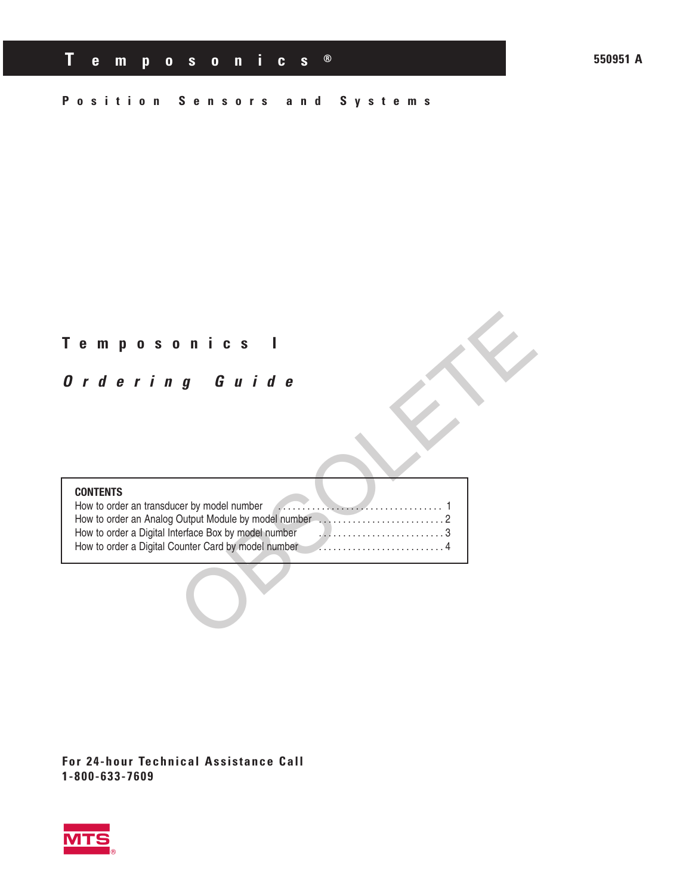# Temposonics®

550951 A

**Position Sensors and Systems**

# Temposonics I

## *Ordering Guide*

OBSOLETE

| **CONTENTS** | |
|---|---|
| How to order an transducer by model number | 1 |
| How to order an Analog Output Module by model number | 2 |
| How to order a Digital Interface Box by model number | 3 |
| How to order a Digital Counter Card by model number | 4 |

**For 24-hour Technical Assistance Call**
**1-800-633-7609**

MTS®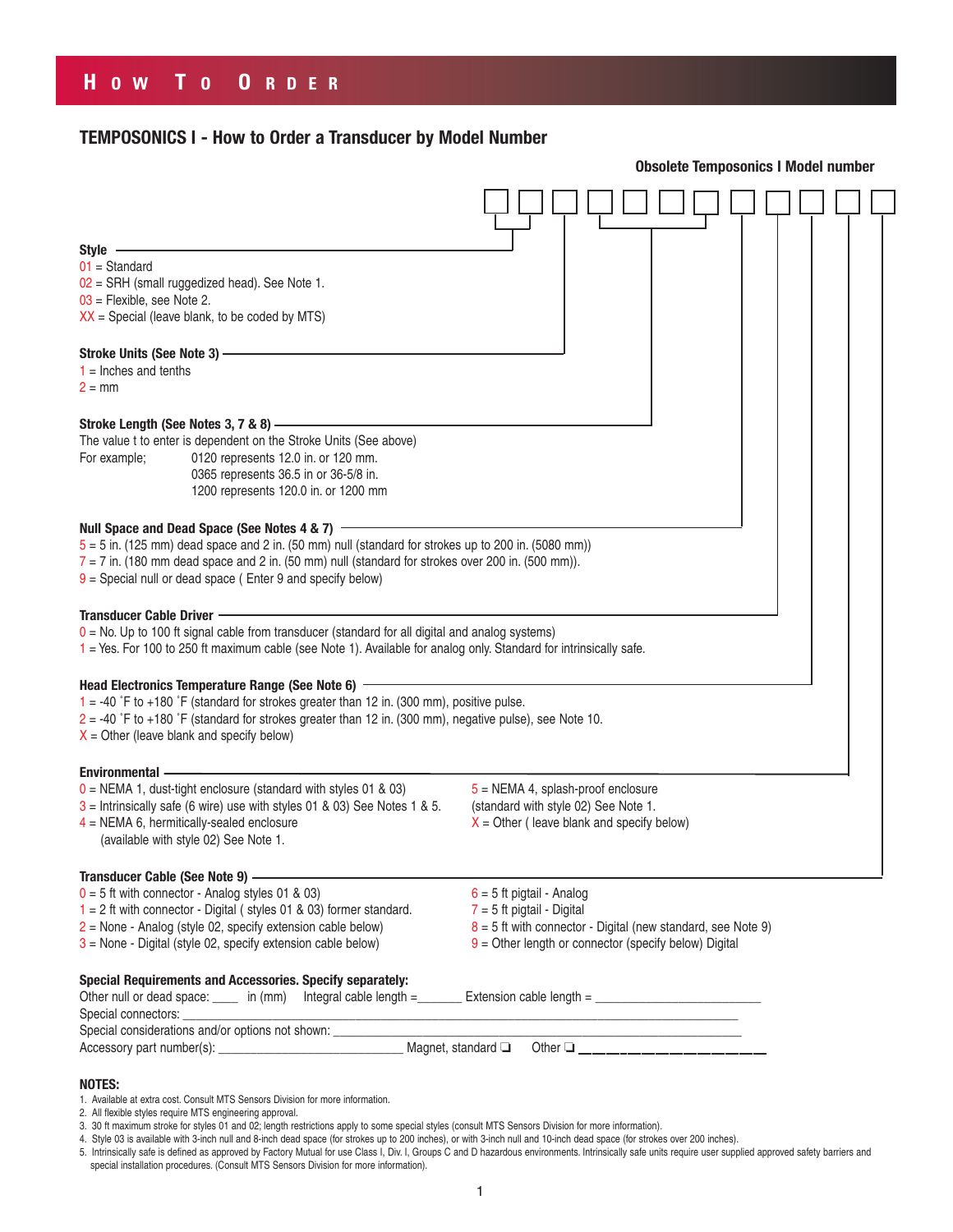# How To Order

## TEMPOSONICS I - How to Order a Transducer by Model Number

**Obsolete Temposonics I Model number**

☐☐ ☐ ☐☐☐☐ ☐ ☐ ☐ ☐ ☐

**Style**
01 = Standard
02 = SRH (small ruggedized head). See Note 1.
03 = Flexible, see Note 2.
XX = Special (leave blank, to be coded by MTS)

**Stroke Units (See Note 3)**
1 = Inches and tenths
2 = mm

**Stroke Length (See Notes 3, 7 & 8)**
The value t to enter is dependent on the Stroke Units (See above)
For example; 0120 represents 12.0 in. or 120 mm.
0365 represents 36.5 in or 36-5/8 in.
1200 represents 120.0 in. or 1200 mm

**Null Space and Dead Space (See Notes 4 & 7)**
5 = 5 in. (125 mm) dead space and 2 in. (50 mm) null (standard for strokes up to 200 in. (5080 mm))
7 = 7 in. (180 mm dead space and 2 in. (50 mm) null (standard for strokes over 200 in. (500 mm)).
9 = Special null or dead space ( Enter 9 and specify below)

**Transducer Cable Driver**
0 = No. Up to 100 ft signal cable from transducer (standard for all digital and analog systems)
1 = Yes. For 100 to 250 ft maximum cable (see Note 1). Available for analog only. Standard for intrinsically safe.

**Head Electronics Temperature Range (See Note 6)**
1 = -40 ˚F to +180 ˚F (standard for strokes greater than 12 in. (300 mm), positive pulse.
2 = -40 ˚F to +180 ˚F (standard for strokes greater than 12 in. (300 mm), negative pulse), see Note 10.
X = Other (leave blank and specify below)

**Environmental**
0 = NEMA 1, dust-tight enclosure (standard with styles 01 & 03)
3 = Intrinsically safe (6 wire) use with styles 01 & 03) See Notes 1 & 5.
4 = NEMA 6, hermitically-sealed enclosure (available with style 02) See Note 1.
5 = NEMA 4, splash-proof enclosure (standard with style 02) See Note 1.
X = Other ( leave blank and specify below)

**Transducer Cable (See Note 9)**
0 = 5 ft with connector - Analog styles 01 & 03)
1 = 2 ft with connector - Digital ( styles 01 & 03) former standard.
2 = None - Analog (style 02, specify extension cable below)
3 = None - Digital (style 02, specify extension cable below)
6 = 5 ft pigtail - Analog
7 = 5 ft pigtail - Digital
8 = 5 ft with connector - Digital (new standard, see Note 9)
9 = Other length or connector (specify below) Digital

**Special Requirements and Accessories. Specify separately:**
Other null or dead space: ____ in (mm) Integral cable length =______ Extension cable length = ________________________
Special connectors: ________________________________________________________________________________
Special considerations and/or options not shown: ______________________________________________________
Accessory part number(s): __________________________ Magnet, standard ❑ Other ❑ __________________

**NOTES:**

1. Available at extra cost. Consult MTS Sensors Division for more information.
2. All flexible styles require MTS engineering approval.
3. 30 ft maximum stroke for styles 01 and 02; length restrictions apply to some special styles (consult MTS Sensors Division for more information).
4. Style 03 is available with 3-inch null and 8-inch dead space (for strokes up to 200 inches), or with 3-inch null and 10-inch dead space (for strokes over 200 inches).
5. Intrinsically safe is defined as approved by Factory Mutual for use Class I, Div. I, Groups C and D hazardous environments. Intrinsically safe units require user supplied approved safety barriers and special installation procedures. (Consult MTS Sensors Division for more information).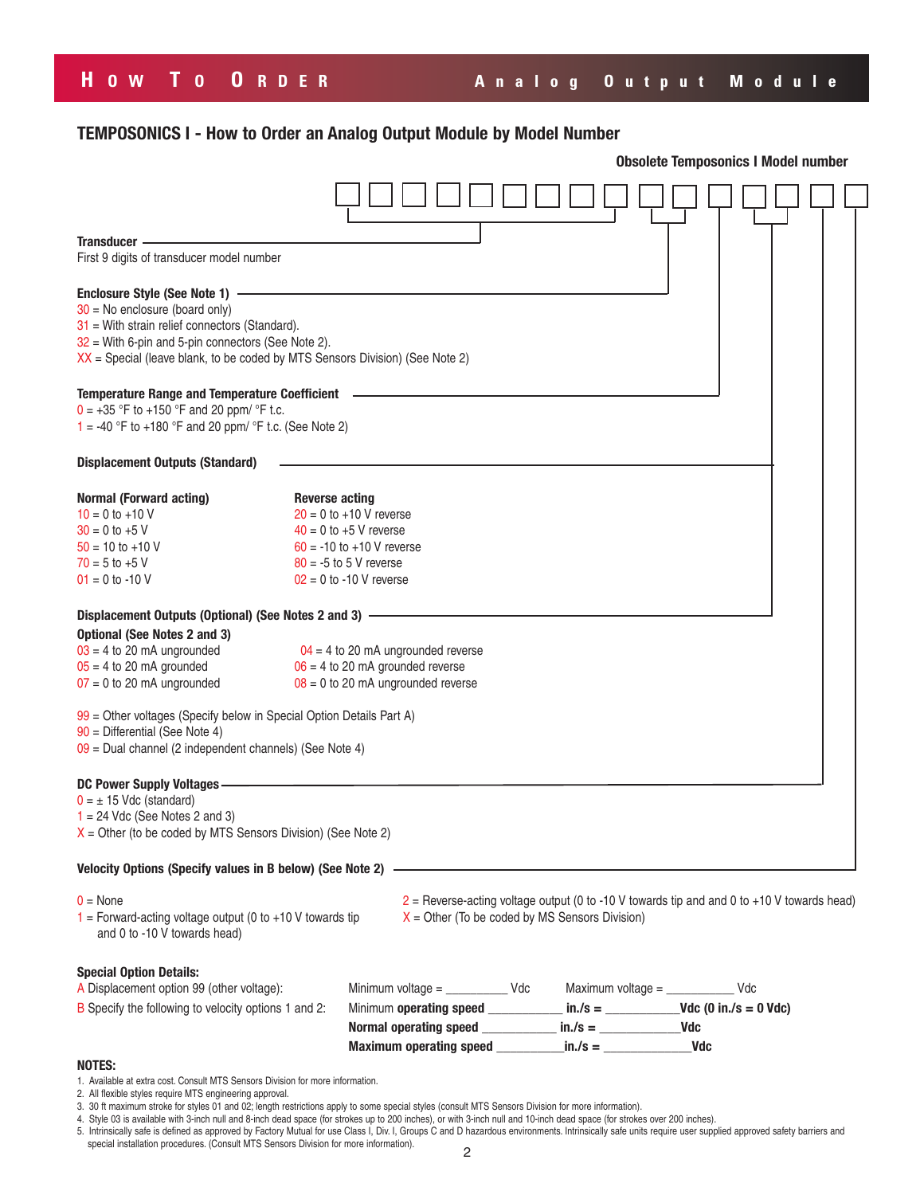## TEMPOSONICS I - How to Order an Analog Output Module by Model Number

**Obsolete Temposonics I Model number**

**Transducer**
First 9 digits of transducer model number

**Enclosure Style (See Note 1)**
30 = No enclosure (board only)
31 = With strain relief connectors (Standard).
32 = With 6-pin and 5-pin connectors (See Note 2).
XX = Special (leave blank, to be coded by MTS Sensors Division) (See Note 2)

**Temperature Range and Temperature Coefficient**
0 = +35 °F to +150 °F and 20 ppm/ °F t.c.
1 = -40 °F to +180 °F and 20 ppm/ °F t.c. (See Note 2)

**Displacement Outputs (Standard)**

| **Normal (Forward acting)** | **Reverse acting** |
|---|---|
| 10 = 0 to +10 V | 20 = 0 to +10 V reverse |
| 30 = 0 to +5 V | 40 = 0 to +5 V reverse |
| 50 = 10 to +10 V | 60 = -10 to +10 V reverse |
| 70 = 5 to +5 V | 80 = -5 to 5 V reverse |
| 01 = 0 to -10 V | 02 = 0 to -10 V reverse |

**Displacement Outputs (Optional) (See Notes 2 and 3)**

**Optional (See Notes 2 and 3)**

| | |
|---|---|
| 03 = 4 to 20 mA ungrounded | 04 = 4 to 20 mA ungrounded reverse |
| 05 = 4 to 20 mA grounded | 06 = 4 to 20 mA grounded reverse |
| 07 = 0 to 20 mA ungrounded | 08 = 0 to 20 mA ungrounded reverse |

99 = Other voltages (Specify below in Special Option Details Part A)
90 = Differential (See Note 4)
09 = Dual channel (2 independent channels) (See Note 4)

**DC Power Supply Voltages**
0 = ± 15 Vdc (standard)
1 = 24 Vdc (See Notes 2 and 3)
X = Other (to be coded by MTS Sensors Division) (See Note 2)

**Velocity Options (Specify values in B below) (See Note 2)**

0 = None
1 = Forward-acting voltage output (0 to +10 V towards tip and 0 to -10 V towards head)
2 = Reverse-acting voltage output (0 to -10 V towards tip and and 0 to +10 V towards head)
X = Other (To be coded by MS Sensors Division)

**Special Option Details:**

A Displacement option 99 (other voltage): Minimum voltage = _________ Vdc  Maximum voltage = __________ Vdc

B Specify the following to velocity options 1 and 2: Minimum **operating speed** ___________ **in./s =** ___________**Vdc (0 in./s = 0 Vdc)**
**Normal operating speed** ___________ **in./s =** ____________**Vdc**
**Maximum operating speed** __________**in./s =** _____________**Vdc**

**NOTES:**

1. Available at extra cost. Consult MTS Sensors Division for more information.
2. All flexible styles require MTS engineering approval.
3. 30 ft maximum stroke for styles 01 and 02; length restrictions apply to some special styles (consult MTS Sensors Division for more information).
4. Style 03 is available with 3-inch null and 8-inch dead space (for strokes up to 200 inches), or with 3-inch null and 10-inch dead space (for strokes over 200 inches).
5. Intrinsically safe is defined as approved by Factory Mutual for use Class I, Div. I, Groups C and D hazardous environments. Intrinsically safe units require user supplied approved safety barriers and special installation procedures. (Consult MTS Sensors Division for more information).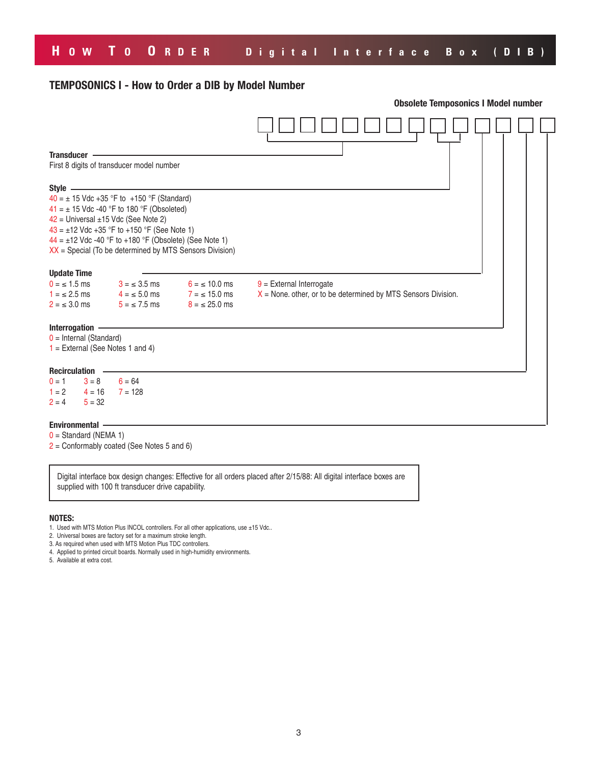## HOW TO ORDER Digital Interface Box (DIB)

### TEMPOSONICS I - How to Order a DIB by Model Number

**Obsolete Temposonics I Model number**

☐☐☐☐☐☐☐☐ ☐☐ ☐ ☐ ☐ ☐

**Transducer**
First 8 digits of transducer model number

**Style**
40 = ± 15 Vdc +35 °F to +150 °F (Standard)
41 = ± 15 Vdc -40 °F to 180 °F (Obsoleted)
42 = Universal ±15 Vdc (See Note 2)
43 = ±12 Vdc +35 °F to +150 °F (See Note 1)
44 = ±12 Vdc -40 °F to +180 °F (Obsolete) (See Note 1)
XX = Special (To be determined by MTS Sensors Division)

**Update Time**
0 = ≤ 1.5 ms
1 = ≤ 2.5 ms
2 = ≤ 3.0 ms
3 = ≤ 3.5 ms
4 = ≤ 5.0 ms
5 = ≤ 7.5 ms
6 = ≤ 10.0 ms
7 = ≤ 15.0 ms
8 = ≤ 25.0 ms
9 = External Interrogate
X = None. other, or to be determined by MTS Sensors Division.

**Interrogation**
0 = Internal (Standard)
1 = External (See Notes 1 and 4)

**Recirculation**
0 = 1
1 = 2
2 = 4
3 = 8
4 = 16
5 = 32
6 = 64
7 = 128

**Environmental**
0 = Standard (NEMA 1)
2 = Conformably coated (See Notes 5 and 6)

> Digital interface box design changes: Effective for all orders placed after 2/15/88: All digital interface boxes are supplied with 100 ft transducer drive capability.

**NOTES:**

1. Used with MTS Motion Plus INCOL controllers. For all other applications, use ±15 Vdc..
2. Universal boxes are factory set for a maximum stroke length.
3. As required when used with MTS Motion Plus TDC controllers.
4. Applied to printed circuit boards. Normally used in high-humidity environments.
5. Available at extra cost.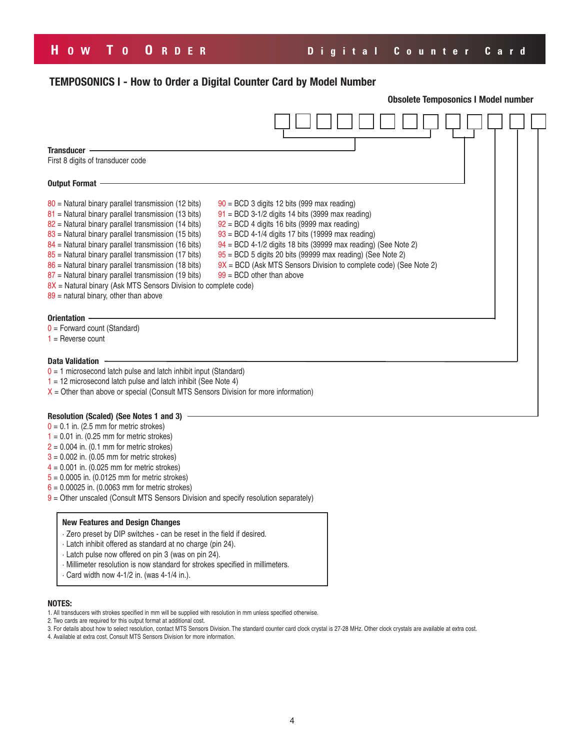## TEMPOSONICS I - How to Order a Digital Counter Card by Model Number

**Obsolete Temposonics I Model number**

☐☐☐☐☐☐☐☐ ☐☐ ☐ ☐ ☐

**Transducer**
First 8 digits of transducer code

**Output Format**

80 = Natural binary parallel transmission (12 bits)
81 = Natural binary parallel transmission (13 bits)
82 = Natural binary parallel transmission (14 bits)
83 = Natural binary parallel transmission (15 bits)
84 = Natural binary parallel transmission (16 bits)
85 = Natural binary parallel transmission (17 bits)
86 = Natural binary parallel transmission (18 bits)
87 = Natural binary parallel transmission (19 bits)
8X = Natural binary (Ask MTS Sensors Division to complete code)
89 = natural binary, other than above

90 = BCD 3 digits 12 bits (999 max reading)
91 = BCD 3-1/2 digits 14 bits (3999 max reading)
92 = BCD 4 digits 16 bits (9999 max reading)
93 = BCD 4-1/4 digits 17 bits (19999 max reading)
94 = BCD 4-1/2 digits 18 bits (39999 max reading) (See Note 2)
95 = BCD 5 digits 20 bits (99999 max reading) (See Note 2)
9X = BCD (Ask MTS Sensors Division to complete code) (See Note 2)
99 = BCD other than above

**Orientation**
0 = Forward count (Standard)
1 = Reverse count

**Data Validation**
0 = 1 microsecond latch pulse and latch inhibit input (Standard)
1 = 12 microsecond latch pulse and latch inhibit (See Note 4)
X = Other than above or special (Consult MTS Sensors Division for more information)

**Resolution (Scaled) (See Notes 1 and 3)**
0 = 0.1 in. (2.5 mm for metric strokes)
1 = 0.01 in. (0.25 mm for metric strokes)
2 = 0.004 in. (0.1 mm for metric strokes)
3 = 0.002 in. (0.05 mm for metric strokes)
4 = 0.001 in. (0.025 mm for metric strokes)
5 = 0.0005 in. (0.0125 mm for metric strokes)
6 = 0.00025 in. (0.0063 mm for metric strokes)
9 = Other unscaled (Consult MTS Sensors Division and specify resolution separately)

**New Features and Design Changes**
- Zero preset by DIP switches - can be reset in the field if desired.
- Latch inhibit offered as standard at no charge (pin 24).
- Latch pulse now offered on pin 3 (was on pin 24).
- Millimeter resolution is now standard for strokes specified in millimeters.
- Card width now 4-1/2 in. (was 4-1/4 in.).

**NOTES:**
1. All transducers with strokes specified in mm will be supplied with resolution in mm unless specified otherwise.
2. Two cards are required for this output format at additional cost.
3. For details about how to select resolution, contact MTS Sensors Division. The standard counter card clock crystal is 27-28 MHz. Other clock crystals are available at extra cost.
4. Available at extra cost. Consult MTS Sensors Division for more information.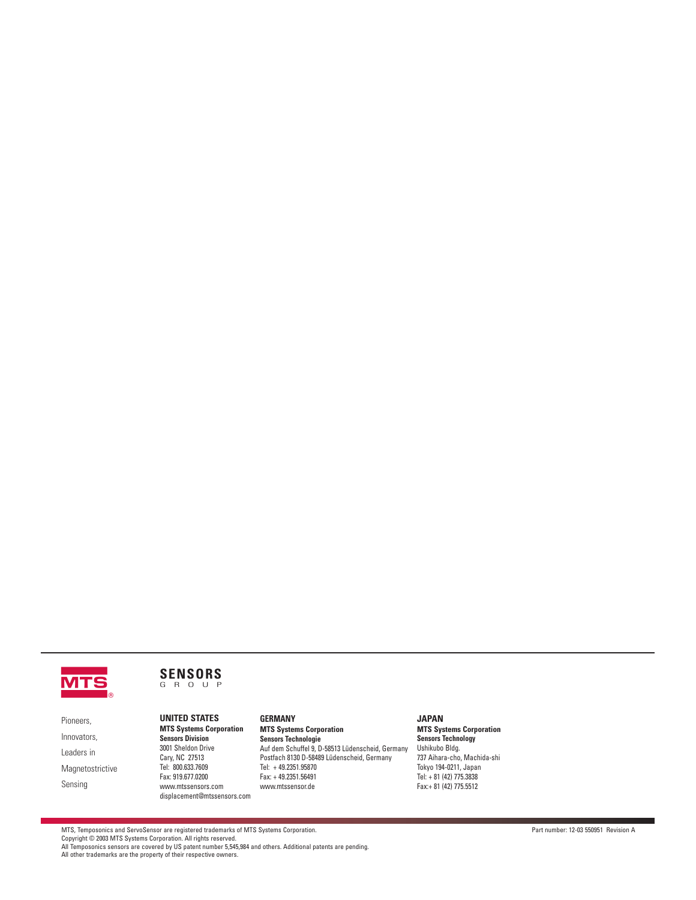MTS

**SENSORS**
G R O U P

Pioneers,
Innovators,
Leaders in
Magnetostrictive
Sensing

**UNITED STATES**
**MTS Systems Corporation**
**Sensors Division**
3001 Sheldon Drive
Cary, NC 27513
Tel: 800.633.7609
Fax: 919.677.0200
www.mtssensors.com
displacement@mtssensors.com

**GERMANY**
**MTS Systems Corporation**
**Sensors Technologie**
Auf dem Schuffel 9, D-58513 Lüdenscheid, Germany
Postfach 8130 D-58489 Lüdenscheid, Germany
Tel: + 49.2351.95870
Fax: + 49.2351.56491
www.mtssensor.de

**JAPAN**
**MTS Systems Corporation**
**Sensors Technology**
Ushikubo Bldg.
737 Aihara-cho, Machida-shi
Tokyo 194-0211, Japan
Tel: + 81 (42) 775.3838
Fax:+ 81 (42) 775.5512

MTS, Temposonics and ServoSensor are registered trademarks of MTS Systems Corporation.
Copyright © 2003 MTS Systems Corporation. All rights reserved.
All Temposonics sensors are covered by US patent number 5,545,984 and others. Additional patents are pending.
All other trademarks are the property of their respective owners.

Part number: 12-03 550951 Revision A